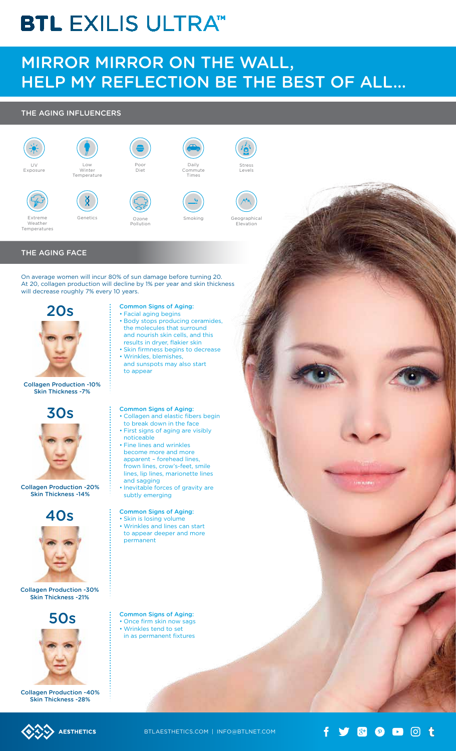# BTL EXILIS ULTRA™

## MIRROR MIRROR ON THE WALL, HELP MY REFLECTION BE THE BEST OF ALL...

### THE AGING INFLUENCERS

- UV Exposure
- Low Winter Temperature
- Poor Diet
- Daily Commute Times
- Stress Levels
- Extreme Weather Temperatures
- Genetics
- Ozone Pollution
- Smoking
- Geographical Elevation

### THE AGING FACE

On average women will incur 80% of sun damage before turning 20. At 20, collagen production will decline by 1% per year and skin thickness will decrease roughly 7% every 10 years.

#### 20s

Collagen Production -10%
Skin Thickness -7%

Common Signs of Aging:

- Facial aging begins
- Body stops producing ceramides, the molecules that surround and nourish skin cells, and this results in dryer, flakier skin
- Skin firmness begins to decrease
- Wrinkles, blemishes, and sunspots may also start to appear

#### 30s

Collagen Production -20%
Skin Thickness -14%

Common Signs of Aging:

- Collagen and elastic fibers begin to break down in the face
- First signs of aging are visibly noticeable
- Fine lines and wrinkles become more and more apparent – forehead lines, frown lines, crow's-feet, smile lines, lip lines, marionette lines and sagging
- Inevitable forces of gravity are subtly emerging

#### 40s

Collagen Production -30%
Skin Thickness -21%

Common Signs of Aging:

- Skin is losing volume
- Wrinkles and lines can start to appear deeper and more permanent

#### 50s

Collagen Production -40%
Skin Thickness -28%

Common Signs of Aging:

- Once firm skin now sags
- Wrinkles tend to set in as permanent fixtures

AESTHETICS

BTLAESTHETICS.COM | INFO@BTLNET.COM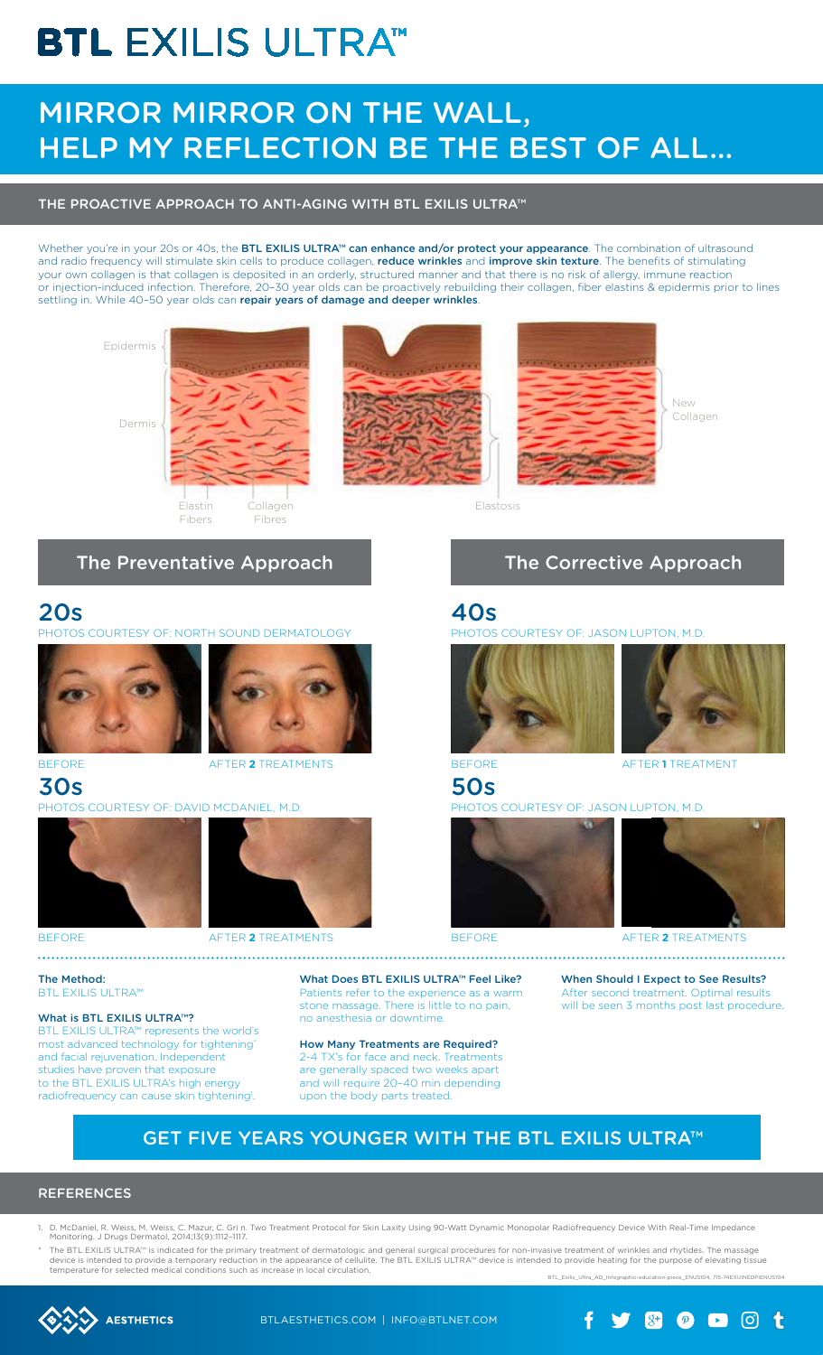# BTL EXILIS ULTRA™

## MIRROR MIRROR ON THE WALL, HELP MY REFLECTION BE THE BEST OF ALL...

### THE PROACTIVE APPROACH TO ANTI-AGING WITH BTL EXILIS ULTRA™

Whether you're in your 20s or 40s, the **BTL EXILIS ULTRA™ can enhance and/or protect your appearance**. The combination of ultrasound and radio frequency will stimulate skin cells to produce collagen, **reduce wrinkles** and **improve skin texture**. The benefits of stimulating your own collagen is that collagen is deposited in an orderly, structured manner and that there is no risk of allergy, immune reaction or injection-induced infection. Therefore, 20–30 year olds can be proactively rebuilding their collagen, fiber elastins & epidermis prior to lines settling in. While 40–50 year olds can **repair years of damage and deeper wrinkles**.

Epidermis

Dermis

Elastin Fibers

Collagen Fibres

Elastosis

New Collagen

### The Preventative Approach

## 20s

PHOTOS COURTESY OF: NORTH SOUND DERMATOLOGY

BEFORE

AFTER **2** TREATMENTS

## 30s

PHOTOS COURTESY OF: DAVID MCDANIEL, M.D.

BEFORE

AFTER **2** TREATMENTS

### The Corrective Approach

## 40s

PHOTOS COURTESY OF: JASON LUPTON, M.D.

BEFORE

AFTER **1** TREATMENT

## 50s

PHOTOS COURTESY OF: JASON LUPTON, M.D.

BEFORE

AFTER **2** TREATMENTS

**The Method:**
BTL EXILIS ULTRA™

**What is BTL EXILIS ULTRA™?**
BTL EXILIS ULTRA™ represents the world's most advanced technology for tightening* and facial rejuvenation. Independent studies have proven that exposure to the BTL EXILIS ULTRA's high energy radiofrequency can cause skin tightening[1].

**What Does BTL EXILIS ULTRA™ Feel Like?**
Patients refer to the experience as a warm stone massage. There is little to no pain, no anesthesia or downtime.

**How Many Treatments are Required?**
2-4 TX's for face and neck. Treatments are generally spaced two weeks apart and will require 20–40 min depending upon the body parts treated.

**When Should I Expect to See Results?**
After second treatment. Optimal results will be seen 3 months post last procedure.

### GET FIVE YEARS YOUNGER WITH THE BTL EXILIS ULTRA™

### REFERENCES

1. D. McDaniel, R. Weiss, M. Weiss, C. Mazur, C. Gri n. Two Treatment Protocol for Skin Laxity Using 90-Watt Dynamic Monopolar Radiofrequency Device With Real-Time Impedance Monitoring. J Drugs Dermatol, 2014;13(9):1112–1117.

\* The BTL EXILIS ULTRA™ is indicated for the primary treatment of dermatologic and general surgical procedures for non-invasive treatment of wrinkles and rhytides. The massage device is intended to provide a temporary reduction in the appearance of cellulite. The BTL EXILIS ULTRA™ device is intended to provide heating for the purpose of elevating tissue temperature for selected medical conditions such as increase in local circulation.

BTL_Exilis_Ultra_AD_Infographic-education-piece_ENUS104, 715-74EXUINEDPIENUS104

AESTHETICS

BTLAESTHETICS.COM | INFO@BTLNET.COM